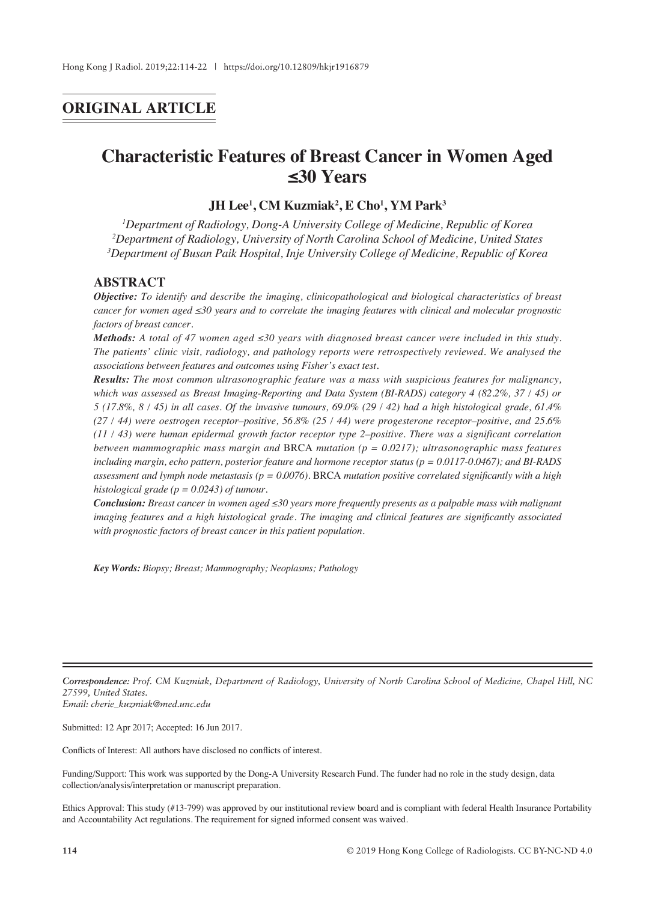## ORIGINAL ARTICLE

# Characteristic Features of Breast Cancer in Women Aged ≤30 Years

**JH Lee[1], CM Kuzmiak[2], E Cho[1], YM Park[3]**

*[1]Department of Radiology, Dong-A University College of Medicine, Republic of Korea*
*[2]Department of Radiology, University of North Carolina School of Medicine, United States*
*[3]Department of Busan Paik Hospital, Inje University College of Medicine, Republic of Korea*

## ABSTRACT

***Objective:*** *To identify and describe the imaging, clinicopathological and biological characteristics of breast cancer for women aged ≤30 years and to correlate the imaging features with clinical and molecular prognostic factors of breast cancer.*

***Methods:*** *A total of 47 women aged ≤30 years with diagnosed breast cancer were included in this study. The patients' clinic visit, radiology, and pathology reports were retrospectively reviewed. We analysed the associations between features and outcomes using Fisher's exact test.*

***Results:*** *The most common ultrasonographic feature was a mass with suspicious features for malignancy, which was assessed as Breast Imaging-Reporting and Data System (BI-RADS) category 4 (82.2%, 37 / 45) or 5 (17.8%, 8 / 45) in all cases. Of the invasive tumours, 69.0% (29 / 42) had a high histological grade, 61.4% (27 / 44) were oestrogen receptor–positive, 56.8% (25 / 44) were progesterone receptor–positive, and 25.6% (11 / 43) were human epidermal growth factor receptor type 2–positive. There was a significant correlation between mammographic mass margin and* BRCA *mutation ($p = 0.0217$); ultrasonographic mass features including margin, echo pattern, posterior feature and hormone receptor status ($p = 0.0117$-$0.0467$); and BI-RADS assessment and lymph node metastasis ($p = 0.0076$).* BRCA *mutation positive correlated significantly with a high histological grade ($p = 0.0243$) of tumour.*

***Conclusion:*** *Breast cancer in women aged ≤30 years more frequently presents as a palpable mass with malignant imaging features and a high histological grade. The imaging and clinical features are significantly associated with prognostic factors of breast cancer in this patient population.*

***Key Words:*** *Biopsy; Breast; Mammography; Neoplasms; Pathology*

---

***Correspondence:*** *Prof. CM Kuzmiak, Department of Radiology, University of North Carolina School of Medicine, Chapel Hill, NC 27599, United States.*
*Email: cherie_kuzmiak@med.unc.edu*

Submitted: 12 Apr 2017; Accepted: 16 Jun 2017.

Conflicts of Interest: All authors have disclosed no conflicts of interest.

Funding/Support: This work was supported by the Dong-A University Research Fund. The funder had no role in the study design, data collection/analysis/interpretation or manuscript preparation.

Ethics Approval: This study (#13-799) was approved by our institutional review board and is compliant with federal Health Insurance Portability and Accountability Act regulations. The requirement for signed informed consent was waived.

© 2019 Hong Kong College of Radiologists. CC BY-NC-ND 4.0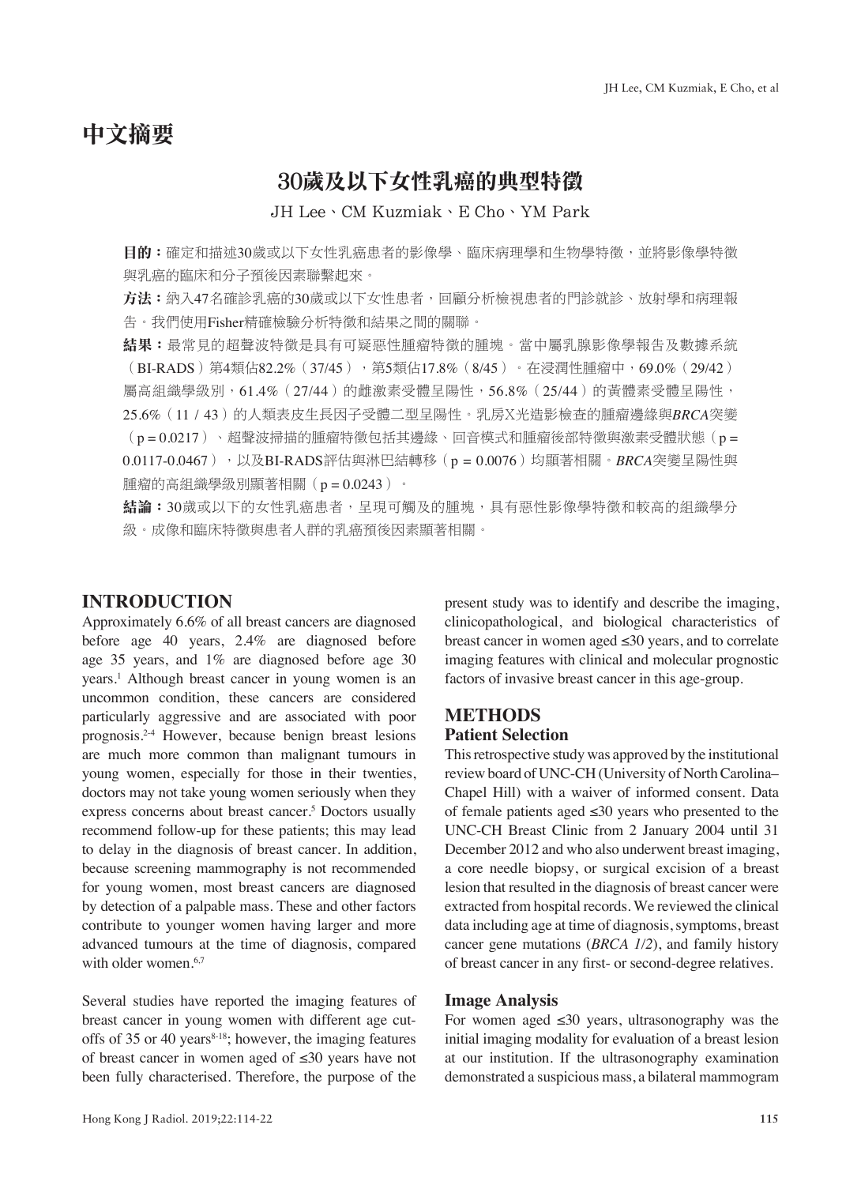# 中文摘要

## 30歲及以下女性乳癌的典型特徵

JH Lee、CM Kuzmiak、E Cho、YM Park

**目的：**確定和描述30歲或以下女性乳癌患者的影像學、臨床病理學和生物學特徵，並將影像學特徵與乳癌的臨床和分子預後因素聯繫起來。

**方法：**納入47名確診乳癌的30歲或以下女性患者，回顧分析檢視患者的門診就診、放射學和病理報告。我們使用Fisher精確檢驗分析特徵和結果之間的關聯。

**結果：**最常見的超聲波特徵是具有可疑惡性腫瘤特徵的腫塊。當中屬乳腺影像學報告及數據系統（BI-RADS）第4類佔82.2%（37/45），第5類佔17.8%（8/45）。在浸潤性腫瘤中，69.0%（29/42）屬高組織學級別，61.4%（27/44）的雌激素受體呈陽性，56.8%（25/44）的黃體素受體呈陽性，25.6%（11 / 43）的人類表皮生長因子受體二型呈陽性。乳房X光造影檢查的腫瘤邊緣與*BRCA*突變（p = 0.0217）、超聲波掃描的腫瘤特徵包括其邊緣、回音模式和腫瘤後部特徵與激素受體狀態（p = 0.0117-0.0467），以及BI-RADS評估與淋巴結轉移（p = 0.0076）均顯著相關。*BRCA*突變呈陽性與腫瘤的高組織學級別顯著相關（p = 0.0243）。

**結論：**30歲或以下的女性乳癌患者，呈現可觸及的腫塊，具有惡性影像學特徵和較高的組織學分級。成像和臨床特徵與患者人群的乳癌預後因素顯著相關。

## INTRODUCTION

Approximately 6.6% of all breast cancers are diagnosed before age 40 years, 2.4% are diagnosed before age 35 years, and 1% are diagnosed before age 30 years.[1] Although breast cancer in young women is an uncommon condition, these cancers are considered particularly aggressive and are associated with poor prognosis.[2-4] However, because benign breast lesions are much more common than malignant tumours in young women, especially for those in their twenties, doctors may not take young women seriously when they express concerns about breast cancer.[5] Doctors usually recommend follow-up for these patients; this may lead to delay in the diagnosis of breast cancer. In addition, because screening mammography is not recommended for young women, most breast cancers are diagnosed by detection of a palpable mass. These and other factors contribute to younger women having larger and more advanced tumours at the time of diagnosis, compared with older women.[6,7]

Several studies have reported the imaging features of breast cancer in young women with different age cut-offs of 35 or 40 years[8-18]; however, the imaging features of breast cancer in women aged of ≤30 years have not been fully characterised. Therefore, the purpose of the present study was to identify and describe the imaging, clinicopathological, and biological characteristics of breast cancer in women aged ≤30 years, and to correlate imaging features with clinical and molecular prognostic factors of invasive breast cancer in this age-group.

## METHODS

### Patient Selection

This retrospective study was approved by the institutional review board of UNC-CH (University of North Carolina–Chapel Hill) with a waiver of informed consent. Data of female patients aged ≤30 years who presented to the UNC-CH Breast Clinic from 2 January 2004 until 31 December 2012 and who also underwent breast imaging, a core needle biopsy, or surgical excision of a breast lesion that resulted in the diagnosis of breast cancer were extracted from hospital records. We reviewed the clinical data including age at time of diagnosis, symptoms, breast cancer gene mutations (*BRCA 1/2*), and family history of breast cancer in any first- or second-degree relatives.

### Image Analysis

For women aged ≤30 years, ultrasonography was the initial imaging modality for evaluation of a breast lesion at our institution. If the ultrasonography examination demonstrated a suspicious mass, a bilateral mammogram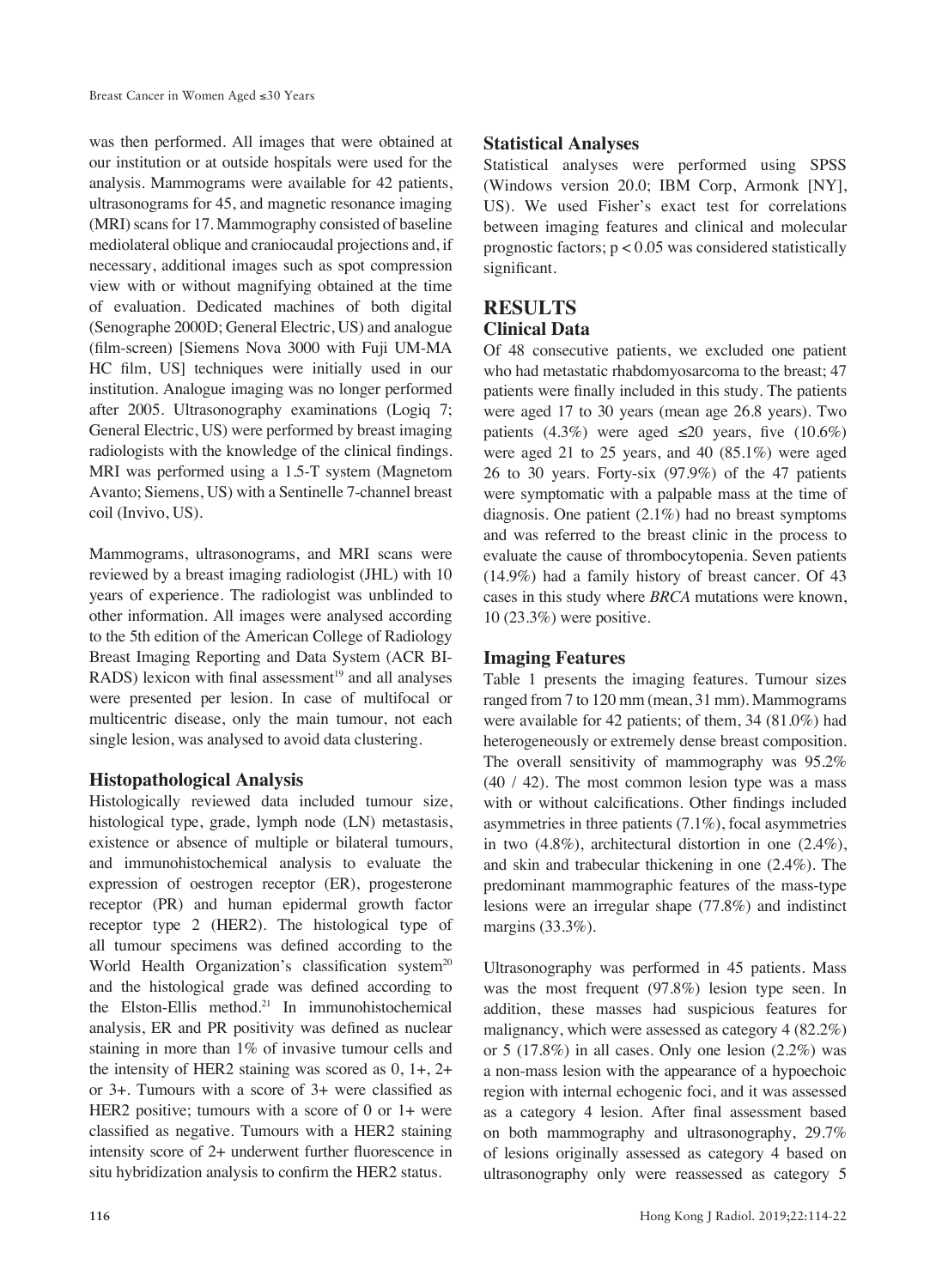was then performed. All images that were obtained at our institution or at outside hospitals were used for the analysis. Mammograms were available for 42 patients, ultrasonograms for 45, and magnetic resonance imaging (MRI) scans for 17. Mammography consisted of baseline mediolateral oblique and craniocaudal projections and, if necessary, additional images such as spot compression view with or without magnifying obtained at the time of evaluation. Dedicated machines of both digital (Senographe 2000D; General Electric, US) and analogue (film-screen) [Siemens Nova 3000 with Fuji UM-MA HC film, US] techniques were initially used in our institution. Analogue imaging was no longer performed after 2005. Ultrasonography examinations (Logiq 7; General Electric, US) were performed by breast imaging radiologists with the knowledge of the clinical findings. MRI was performed using a 1.5-T system (Magnetom Avanto; Siemens, US) with a Sentinelle 7-channel breast coil (Invivo, US).

Mammograms, ultrasonograms, and MRI scans were reviewed by a breast imaging radiologist (JHL) with 10 years of experience. The radiologist was unblinded to other information. All images were analysed according to the 5th edition of the American College of Radiology Breast Imaging Reporting and Data System (ACR BI-RADS) lexicon with final assessment[19] and all analyses were presented per lesion. In case of multifocal or multicentric disease, only the main tumour, not each single lesion, was analysed to avoid data clustering.

### Histopathological Analysis

Histologically reviewed data included tumour size, histological type, grade, lymph node (LN) metastasis, existence or absence of multiple or bilateral tumours, and immunohistochemical analysis to evaluate the expression of oestrogen receptor (ER), progesterone receptor (PR) and human epidermal growth factor receptor type 2 (HER2). The histological type of all tumour specimens was defined according to the World Health Organization's classification system[20] and the histological grade was defined according to the Elston-Ellis method.[21] In immunohistochemical analysis, ER and PR positivity was defined as nuclear staining in more than 1% of invasive tumour cells and the intensity of HER2 staining was scored as 0, 1+, 2+ or 3+. Tumours with a score of 3+ were classified as HER2 positive; tumours with a score of 0 or 1+ were classified as negative. Tumours with a HER2 staining intensity score of 2+ underwent further fluorescence in situ hybridization analysis to confirm the HER2 status.

### Statistical Analyses

Statistical analyses were performed using SPSS (Windows version 20.0; IBM Corp, Armonk [NY], US). We used Fisher's exact test for correlations between imaging features and clinical and molecular prognostic factors; $p < 0.05$ was considered statistically significant.

## RESULTS

### Clinical Data

Of 48 consecutive patients, we excluded one patient who had metastatic rhabdomyosarcoma to the breast; 47 patients were finally included in this study. The patients were aged 17 to 30 years (mean age 26.8 years). Two patients (4.3%) were aged ≤20 years, five (10.6%) were aged 21 to 25 years, and 40 (85.1%) were aged 26 to 30 years. Forty-six (97.9%) of the 47 patients were symptomatic with a palpable mass at the time of diagnosis. One patient (2.1%) had no breast symptoms and was referred to the breast clinic in the process to evaluate the cause of thrombocytopenia. Seven patients (14.9%) had a family history of breast cancer. Of 43 cases in this study where *BRCA* mutations were known, 10 (23.3%) were positive.

### Imaging Features

Table 1 presents the imaging features. Tumour sizes ranged from 7 to 120 mm (mean, 31 mm). Mammograms were available for 42 patients; of them, 34 (81.0%) had heterogeneously or extremely dense breast composition. The overall sensitivity of mammography was 95.2% (40 / 42). The most common lesion type was a mass with or without calcifications. Other findings included asymmetries in three patients (7.1%), focal asymmetries in two (4.8%), architectural distortion in one (2.4%), and skin and trabecular thickening in one (2.4%). The predominant mammographic features of the mass-type lesions were an irregular shape (77.8%) and indistinct margins (33.3%).

Ultrasonography was performed in 45 patients. Mass was the most frequent (97.8%) lesion type seen. In addition, these masses had suspicious features for malignancy, which were assessed as category 4 (82.2%) or 5 (17.8%) in all cases. Only one lesion (2.2%) was a non-mass lesion with the appearance of a hypoechoic region with internal echogenic foci, and it was assessed as a category 4 lesion. After final assessment based on both mammography and ultrasonography, 29.7% of lesions originally assessed as category 4 based on ultrasonography only were reassessed as category 5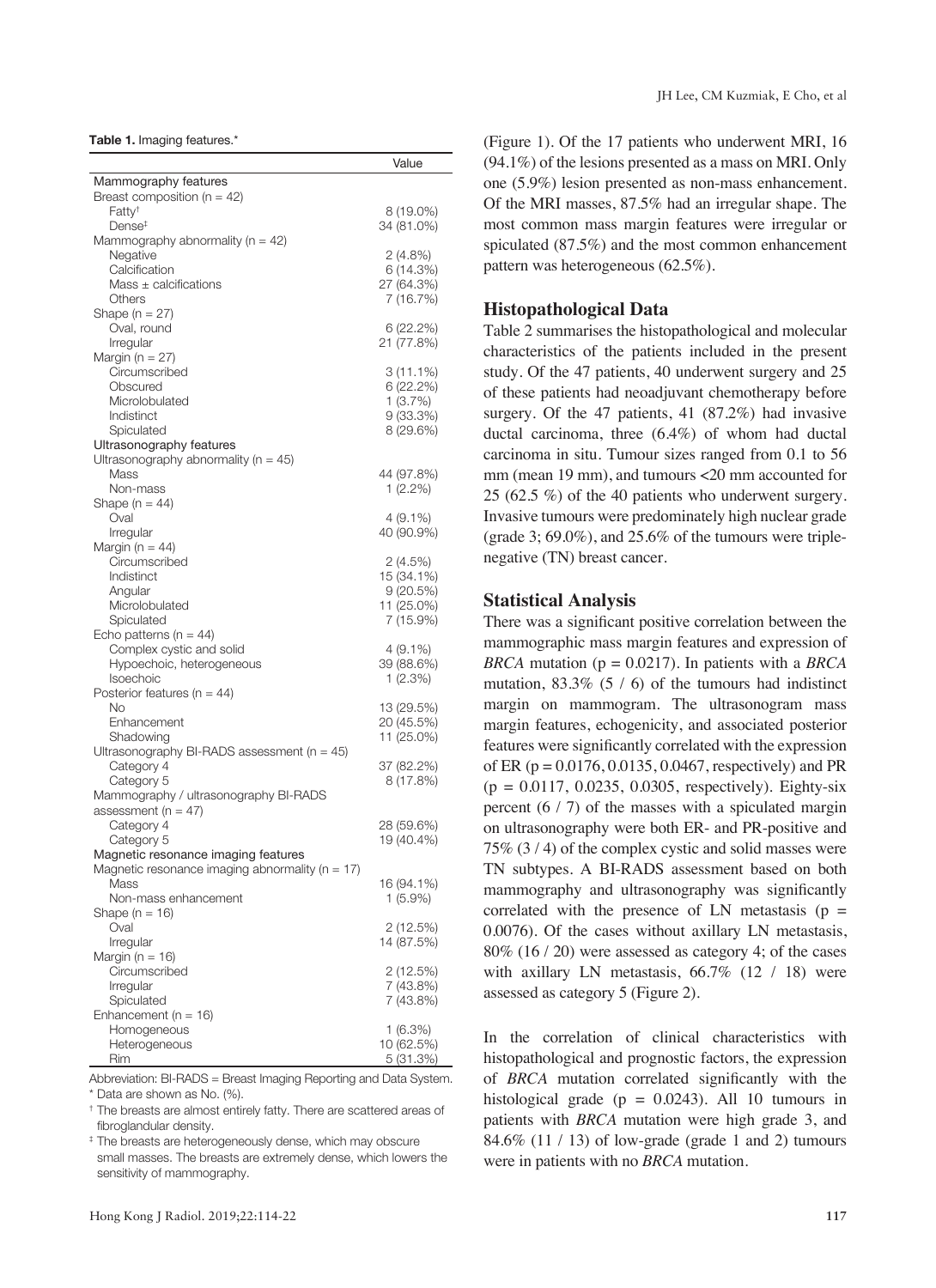**Table 1.** Imaging features.*

| | Value |
|---|---|
| Mammography features | |
| Breast composition (n = 42) | |
| Fatty† | 8 (19.0%) |
| Dense‡ | 34 (81.0%) |
| Mammography abnormality (n = 42) | |
| Negative | 2 (4.8%) |
| Calcification | 6 (14.3%) |
| Mass ± calcifications | 27 (64.3%) |
| Others | 7 (16.7%) |
| Shape (n = 27) | |
| Oval, round | 6 (22.2%) |
| Irregular | 21 (77.8%) |
| Margin (n = 27) | |
| Circumscribed | 3 (11.1%) |
| Obscured | 6 (22.2%) |
| Microlobulated | 1 (3.7%) |
| Indistinct | 9 (33.3%) |
| Spiculated | 8 (29.6%) |
| Ultrasonography features | |
| Ultrasonography abnormality (n = 45) | |
| Mass | 44 (97.8%) |
| Non-mass | 1 (2.2%) |
| Shape (n = 44) | |
| Oval | 4 (9.1%) |
| Irregular | 40 (90.9%) |
| Margin (n = 44) | |
| Circumscribed | 2 (4.5%) |
| Indistinct | 15 (34.1%) |
| Angular | 9 (20.5%) |
| Microlobulated | 11 (25.0%) |
| Spiculated | 7 (15.9%) |
| Echo patterns (n = 44) | |
| Complex cystic and solid | 4 (9.1%) |
| Hypoechoic, heterogeneous | 39 (88.6%) |
| Isoechoic | 1 (2.3%) |
| Posterior features (n = 44) | |
| No | 13 (29.5%) |
| Enhancement | 20 (45.5%) |
| Shadowing | 11 (25.0%) |
| Ultrasonography BI-RADS assessment (n = 45) | |
| Category 4 | 37 (82.2%) |
| Category 5 | 8 (17.8%) |
| Mammography / ultrasonography BI-RADS assessment (n = 47) | |
| Category 4 | 28 (59.6%) |
| Category 5 | 19 (40.4%) |
| Magnetic resonance imaging features | |
| Magnetic resonance imaging abnormality (n = 17) | |
| Mass | 16 (94.1%) |
| Non-mass enhancement | 1 (5.9%) |
| Shape (n = 16) | |
| Oval | 2 (12.5%) |
| Irregular | 14 (87.5%) |
| Margin (n = 16) | |
| Circumscribed | 2 (12.5%) |
| Irregular | 7 (43.8%) |
| Spiculated | 7 (43.8%) |
| Enhancement (n = 16) | |
| Homogeneous | 1 (6.3%) |
| Heterogeneous | 10 (62.5%) |
| Rim | 5 (31.3%) |

Abbreviation: BI-RADS = Breast Imaging Reporting and Data System.
* Data are shown as No. (%).
† The breasts are almost entirely fatty. There are scattered areas of fibroglandular density.
‡ The breasts are heterogeneously dense, which may obscure small masses. The breasts are extremely dense, which lowers the sensitivity of mammography.

(Figure 1). Of the 17 patients who underwent MRI, 16 (94.1%) of the lesions presented as a mass on MRI. Only one (5.9%) lesion presented as non-mass enhancement. Of the MRI masses, 87.5% had an irregular shape. The most common mass margin features were irregular or spiculated (87.5%) and the most common enhancement pattern was heterogeneous (62.5%).

## Histopathological Data

Table 2 summarises the histopathological and molecular characteristics of the patients included in the present study. Of the 47 patients, 40 underwent surgery and 25 of these patients had neoadjuvant chemotherapy before surgery. Of the 47 patients, 41 (87.2%) had invasive ductal carcinoma, three (6.4%) of whom had ductal carcinoma in situ. Tumour sizes ranged from 0.1 to 56 mm (mean 19 mm), and tumours <20 mm accounted for 25 (62.5 %) of the 40 patients who underwent surgery. Invasive tumours were predominately high nuclear grade (grade 3; 69.0%), and 25.6% of the tumours were triple-negative (TN) breast cancer.

## Statistical Analysis

There was a significant positive correlation between the mammographic mass margin features and expression of *BRCA* mutation ($p = 0.0217$). In patients with a *BRCA* mutation, 83.3% (5 / 6) of the tumours had indistinct margin on mammogram. The ultrasonogram mass margin features, echogenicity, and associated posterior features were significantly correlated with the expression of ER ($p = 0.0176$, 0.0135, 0.0467, respectively) and PR ($p = 0.0117$, 0.0235, 0.0305, respectively). Eighty-six percent (6 / 7) of the masses with a spiculated margin on ultrasonography were both ER- and PR-positive and 75% (3 / 4) of the complex cystic and solid masses were TN subtypes. A BI-RADS assessment based on both mammography and ultrasonography was significantly correlated with the presence of LN metastasis ($p = 0.0076$). Of the cases without axillary LN metastasis, 80% (16 / 20) were assessed as category 4; of the cases with axillary LN metastasis, 66.7% (12 / 18) were assessed as category 5 (Figure 2).

In the correlation of clinical characteristics with histopathological and prognostic factors, the expression of *BRCA* mutation correlated significantly with the histological grade ($p = 0.0243$). All 10 tumours in patients with *BRCA* mutation were high grade 3, and 84.6% (11 / 13) of low-grade (grade 1 and 2) tumours were in patients with no *BRCA* mutation.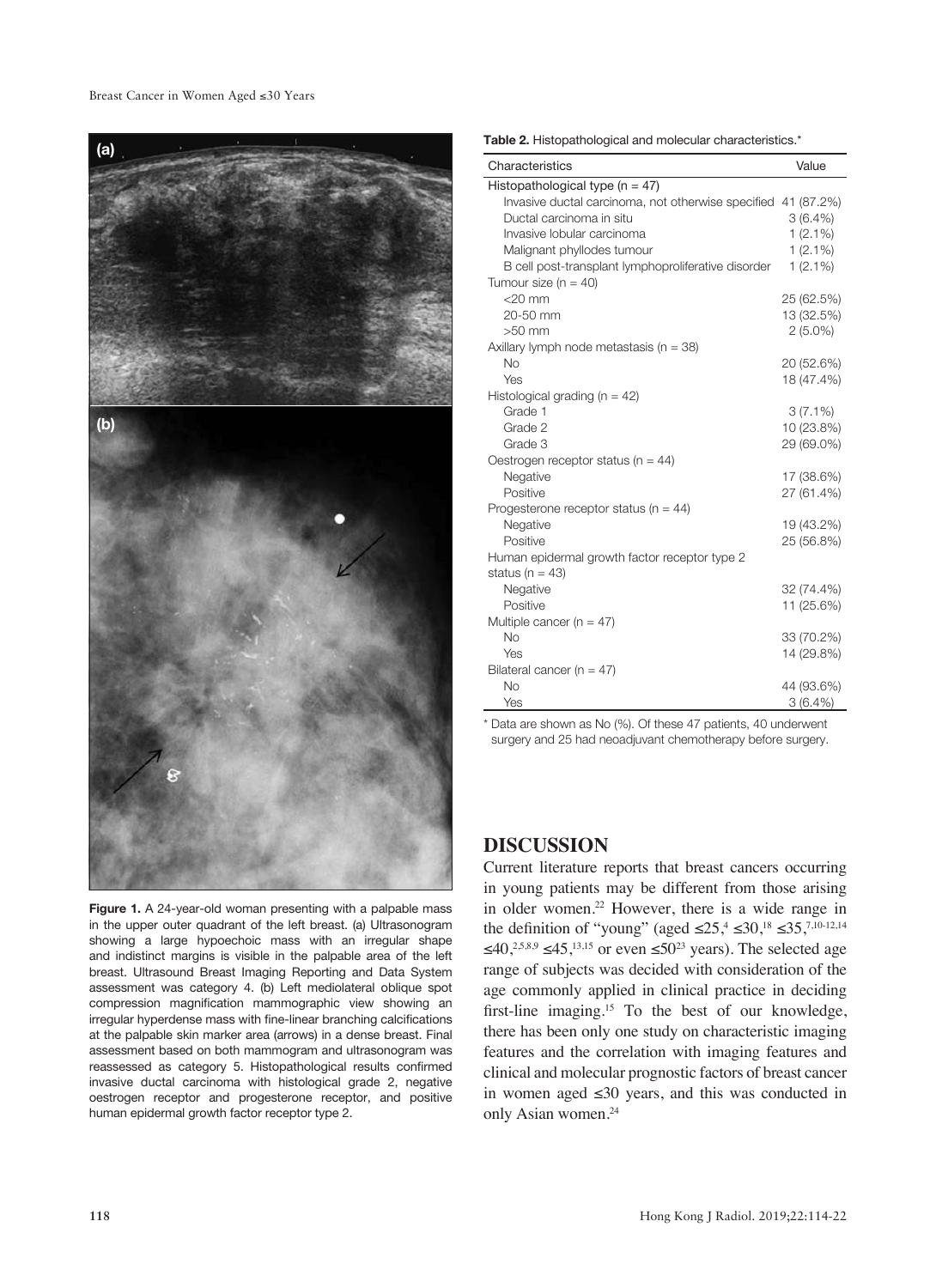Figure 1. A 24-year-old woman presenting with a palpable mass in the upper outer quadrant of the left breast. (a) Ultrasonogram showing a large hypoechoic mass with an irregular shape and indistinct margins is visible in the palpable area of the left breast. Ultrasound Breast Imaging Reporting and Data System assessment was category 4. (b) Left mediolateral oblique spot compression magnification mammographic view showing an irregular hyperdense mass with fine-linear branching calcifications at the palpable skin marker area (arrows) in a dense breast. Final assessment based on both mammogram and ultrasonogram was reassessed as category 5. Histopathological results confirmed invasive ductal carcinoma with histological grade 2, negative oestrogen receptor and progesterone receptor, and positive human epidermal growth factor receptor type 2.

**Table 2.** Histopathological and molecular characteristics.*

| Characteristics | Value |
|---|---|
| Histopathological type (n = 47) | |
| Invasive ductal carcinoma, not otherwise specified | 41 (87.2%) |
| Ductal carcinoma in situ | 3 (6.4%) |
| Invasive lobular carcinoma | 1 (2.1%) |
| Malignant phyllodes tumour | 1 (2.1%) |
| B cell post-transplant lymphoproliferative disorder | 1 (2.1%) |
| Tumour size (n = 40) | |
| <20 mm | 25 (62.5%) |
| 20-50 mm | 13 (32.5%) |
| >50 mm | 2 (5.0%) |
| Axillary lymph node metastasis (n = 38) | |
| No | 20 (52.6%) |
| Yes | 18 (47.4%) |
| Histological grading (n = 42) | |
| Grade 1 | 3 (7.1%) |
| Grade 2 | 10 (23.8%) |
| Grade 3 | 29 (69.0%) |
| Oestrogen receptor status (n = 44) | |
| Negative | 17 (38.6%) |
| Positive | 27 (61.4%) |
| Progesterone receptor status (n = 44) | |
| Negative | 19 (43.2%) |
| Positive | 25 (56.8%) |
| Human epidermal growth factor receptor type 2 status (n = 43) | |
| Negative | 32 (74.4%) |
| Positive | 11 (25.6%) |
| Multiple cancer (n = 47) | |
| No | 33 (70.2%) |
| Yes | 14 (29.8%) |
| Bilateral cancer (n = 47) | |
| No | 44 (93.6%) |
| Yes | 3 (6.4%) |

\* Data are shown as No (%). Of these 47 patients, 40 underwent surgery and 25 had neoadjuvant chemotherapy before surgery.

## DISCUSSION

Current literature reports that breast cancers occurring in young patients may be different from those arising in older women.[22] However, there is a wide range in the definition of "young" (aged ≤25,[4] ≤30,[18] ≤35,[7,10-12,14] ≤40,[2,5,8,9] ≤45,[13,15] or even ≤50[23] years). The selected age range of subjects was decided with consideration of the age commonly applied in clinical practice in deciding first-line imaging.[15] To the best of our knowledge, there has been only one study on characteristic imaging features and the correlation with imaging features and clinical and molecular prognostic factors of breast cancer in women aged ≤30 years, and this was conducted in only Asian women.[24]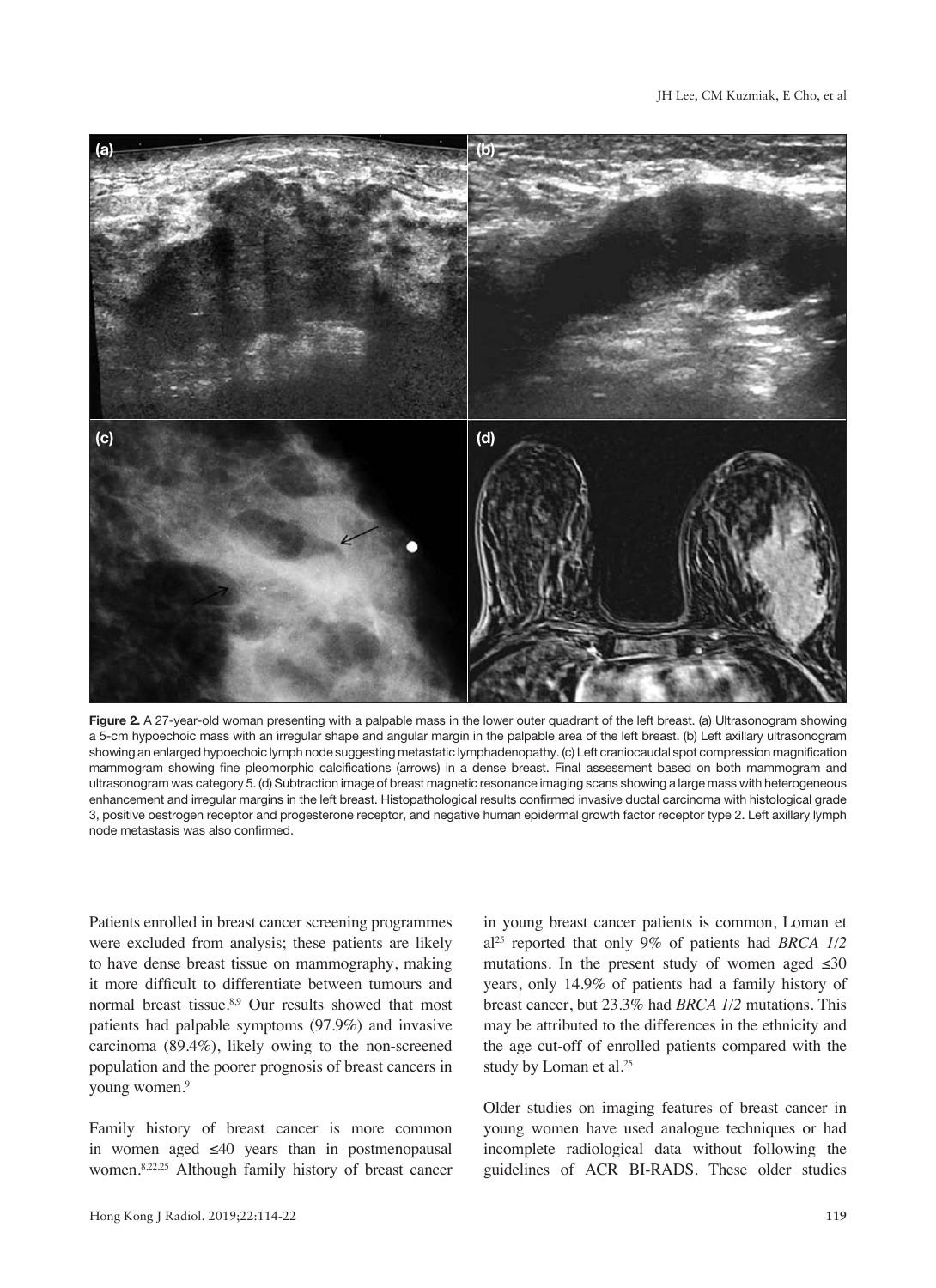**Figure 2.** A 27-year-old woman presenting with a palpable mass in the lower outer quadrant of the left breast. (a) Ultrasonogram showing a 5-cm hypoechoic mass with an irregular shape and angular margin in the palpable area of the left breast. (b) Left axillary ultrasonogram showing an enlarged hypoechoic lymph node suggesting metastatic lymphadenopathy. (c) Left craniocaudal spot compression magnification mammogram showing fine pleomorphic calcifications (arrows) in a dense breast. Final assessment based on both mammogram and ultrasonogram was category 5. (d) Subtraction image of breast magnetic resonance imaging scans showing a large mass with heterogeneous enhancement and irregular margins in the left breast. Histopathological results confirmed invasive ductal carcinoma with histological grade 3, positive oestrogen receptor and progesterone receptor, and negative human epidermal growth factor receptor type 2. Left axillary lymph node metastasis was also confirmed.

Patients enrolled in breast cancer screening programmes were excluded from analysis; these patients are likely to have dense breast tissue on mammography, making it more difficult to differentiate between tumours and normal breast tissue.[8,9] Our results showed that most patients had palpable symptoms (97.9%) and invasive carcinoma (89.4%), likely owing to the non-screened population and the poorer prognosis of breast cancers in young women.[9]

Family history of breast cancer is more common in women aged ≤40 years than in postmenopausal women.[8,22,25] Although family history of breast cancer in young breast cancer patients is common, Loman et al[25] reported that only 9% of patients had *BRCA 1/2* mutations. In the present study of women aged ≤30 years, only 14.9% of patients had a family history of breast cancer, but 23.3% had *BRCA 1/2* mutations. This may be attributed to the differences in the ethnicity and the age cut-off of enrolled patients compared with the study by Loman et al.[25]

Older studies on imaging features of breast cancer in young women have used analogue techniques or had incomplete radiological data without following the guidelines of ACR BI-RADS. These older studies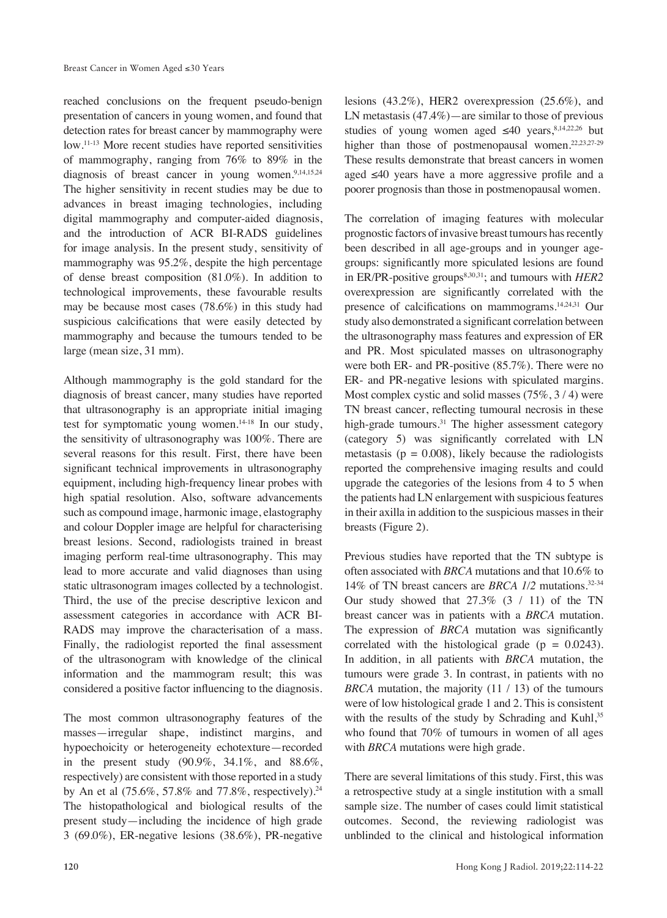reached conclusions on the frequent pseudo-benign presentation of cancers in young women, and found that detection rates for breast cancer by mammography were low.[11-13] More recent studies have reported sensitivities of mammography, ranging from 76% to 89% in the diagnosis of breast cancer in young women.[9,14,15,24] The higher sensitivity in recent studies may be due to advances in breast imaging technologies, including digital mammography and computer-aided diagnosis, and the introduction of ACR BI-RADS guidelines for image analysis. In the present study, sensitivity of mammography was 95.2%, despite the high percentage of dense breast composition (81.0%). In addition to technological improvements, these favourable results may be because most cases (78.6%) in this study had suspicious calcifications that were easily detected by mammography and because the tumours tended to be large (mean size, 31 mm).

Although mammography is the gold standard for the diagnosis of breast cancer, many studies have reported that ultrasonography is an appropriate initial imaging test for symptomatic young women.[14-18] In our study, the sensitivity of ultrasonography was 100%. There are several reasons for this result. First, there have been significant technical improvements in ultrasonography equipment, including high-frequency linear probes with high spatial resolution. Also, software advancements such as compound image, harmonic image, elastography and colour Doppler image are helpful for characterising breast lesions. Second, radiologists trained in breast imaging perform real-time ultrasonography. This may lead to more accurate and valid diagnoses than using static ultrasonogram images collected by a technologist. Third, the use of the precise descriptive lexicon and assessment categories in accordance with ACR BI-RADS may improve the characterisation of a mass. Finally, the radiologist reported the final assessment of the ultrasonogram with knowledge of the clinical information and the mammogram result; this was considered a positive factor influencing to the diagnosis.

The most common ultrasonography features of the masses—irregular shape, indistinct margins, and hypoechoicity or heterogeneity echotexture—recorded in the present study (90.9%, 34.1%, and 88.6%, respectively) are consistent with those reported in a study by An et al (75.6%, 57.8% and 77.8%, respectively).[24] The histopathological and biological results of the present study—including the incidence of high grade 3 (69.0%), ER-negative lesions (38.6%), PR-negative lesions (43.2%), HER2 overexpression (25.6%), and LN metastasis (47.4%)—are similar to those of previous studies of young women aged ≤40 years,[8,14,22,26] but higher than those of postmenopausal women.[22,23,27-29] These results demonstrate that breast cancers in women aged ≤40 years have a more aggressive profile and a poorer prognosis than those in postmenopausal women.

The correlation of imaging features with molecular prognostic factors of invasive breast tumours has recently been described in all age-groups and in younger age-groups: significantly more spiculated lesions are found in ER/PR-positive groups[8,30,31]; and tumours with *HER2* overexpression are significantly correlated with the presence of calcifications on mammograms.[14,24,31] Our study also demonstrated a significant correlation between the ultrasonography mass features and expression of ER and PR. Most spiculated masses on ultrasonography were both ER- and PR-positive (85.7%). There were no ER- and PR-negative lesions with spiculated margins. Most complex cystic and solid masses (75%, 3 / 4) were TN breast cancer, reflecting tumoural necrosis in these high-grade tumours.[31] The higher assessment category (category 5) was significantly correlated with LN metastasis ($p = 0.008$), likely because the radiologists reported the comprehensive imaging results and could upgrade the categories of the lesions from 4 to 5 when the patients had LN enlargement with suspicious features in their axilla in addition to the suspicious masses in their breasts (Figure 2).

Previous studies have reported that the TN subtype is often associated with *BRCA* mutations and that 10.6% to 14% of TN breast cancers are *BRCA 1/2* mutations.[32-34] Our study showed that 27.3% (3 / 11) of the TN breast cancer was in patients with a *BRCA* mutation. The expression of *BRCA* mutation was significantly correlated with the histological grade ($p = 0.0243$). In addition, in all patients with *BRCA* mutation, the tumours were grade 3. In contrast, in patients with no *BRCA* mutation, the majority (11 / 13) of the tumours were of low histological grade 1 and 2. This is consistent with the results of the study by Schrading and Kuhl,[35] who found that 70% of tumours in women of all ages with *BRCA* mutations were high grade.

There are several limitations of this study. First, this was a retrospective study at a single institution with a small sample size. The number of cases could limit statistical outcomes. Second, the reviewing radiologist was unblinded to the clinical and histological information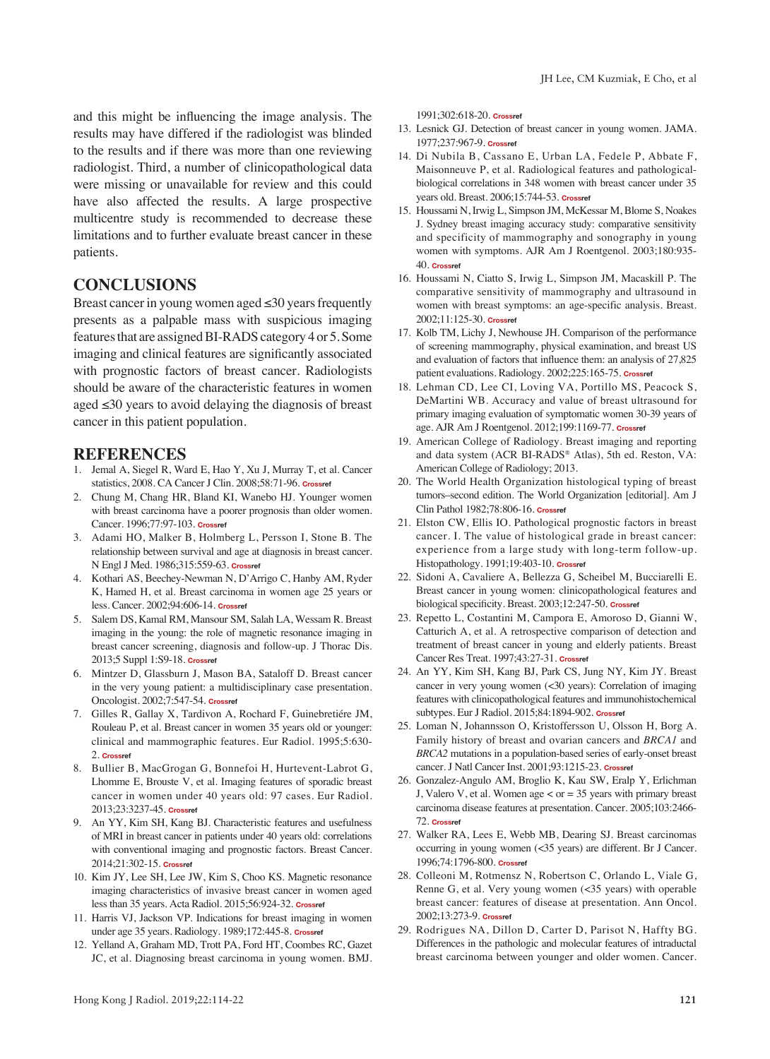and this might be influencing the image analysis. The results may have differed if the radiologist was blinded to the results and if there was more than one reviewing radiologist. Third, a number of clinicopathological data were missing or unavailable for review and this could have also affected the results. A large prospective multicentre study is recommended to decrease these limitations and to further evaluate breast cancer in these patients.

## CONCLUSIONS

Breast cancer in young women aged ≤30 years frequently presents as a palpable mass with suspicious imaging features that are assigned BI-RADS category 4 or 5. Some imaging and clinical features are significantly associated with prognostic factors of breast cancer. Radiologists should be aware of the characteristic features in women aged ≤30 years to avoid delaying the diagnosis of breast cancer in this patient population.

## REFERENCES

1. Jemal A, Siegel R, Ward E, Hao Y, Xu J, Murray T, et al. Cancer statistics, 2008. CA Cancer J Clin. 2008;58:71-96. Crossref
2. Chung M, Chang HR, Bland KI, Wanebo HJ. Younger women with breast carcinoma have a poorer prognosis than older women. Cancer. 1996;77:97-103. Crossref
3. Adami HO, Malker B, Holmberg L, Persson I, Stone B. The relationship between survival and age at diagnosis in breast cancer. N Engl J Med. 1986;315:559-63. Crossref
4. Kothari AS, Beechey-Newman N, D'Arrigo C, Hanby AM, Ryder K, Hamed H, et al. Breast carcinoma in women age 25 years or less. Cancer. 2002;94:606-14. Crossref
5. Salem DS, Kamal RM, Mansour SM, Salah LA, Wessam R. Breast imaging in the young: the role of magnetic resonance imaging in breast cancer screening, diagnosis and follow-up. J Thorac Dis. 2013;5 Suppl 1:S9-18. Crossref
6. Mintzer D, Glassburn J, Mason BA, Sataloff D. Breast cancer in the very young patient: a multidisciplinary case presentation. Oncologist. 2002;7:547-54. Crossref
7. Gilles R, Gallay X, Tardivon A, Rochard F, Guinebretiére JM, Rouleau P, et al. Breast cancer in women 35 years old or younger: clinical and mammographic features. Eur Radiol. 1995;5:630-2. Crossref
8. Bullier B, MacGrogan G, Bonnefoi H, Hurtevent-Labrot G, Lhomme E, Brouste V, et al. Imaging features of sporadic breast cancer in women under 40 years old: 97 cases. Eur Radiol. 2013;23:3237-45. Crossref
9. An YY, Kim SH, Kang BJ. Characteristic features and usefulness of MRI in breast cancer in patients under 40 years old: correlations with conventional imaging and prognostic factors. Breast Cancer. 2014;21:302-15. Crossref
10. Kim JY, Lee SH, Lee JW, Kim S, Choo KS. Magnetic resonance imaging characteristics of invasive breast cancer in women aged less than 35 years. Acta Radiol. 2015;56:924-32. Crossref
11. Harris VJ, Jackson VP. Indications for breast imaging in women under age 35 years. Radiology. 1989;172:445-8. Crossref
12. Yelland A, Graham MD, Trott PA, Ford HT, Coombes RC, Gazet JC, et al. Diagnosing breast carcinoma in young women. BMJ. 1991;302:618-20. Crossref
13. Lesnick GJ. Detection of breast cancer in young women. JAMA. 1977;237:967-9. Crossref
14. Di Nubila B, Cassano E, Urban LA, Fedele P, Abbate F, Maisonneuve P, et al. Radiological features and pathological-biological correlations in 348 women with breast cancer under 35 years old. Breast. 2006;15:744-53. Crossref
15. Houssami N, Irwig L, Simpson JM, McKessar M, Blome S, Noakes J. Sydney breast imaging accuracy study: comparative sensitivity and specificity of mammography and sonography in young women with symptoms. AJR Am J Roentgenol. 2003;180:935-40. Crossref
16. Houssami N, Ciatto S, Irwig L, Simpson JM, Macaskill P. The comparative sensitivity of mammography and ultrasound in women with breast symptoms: an age-specific analysis. Breast. 2002;11:125-30. Crossref
17. Kolb TM, Lichy J, Newhouse JH. Comparison of the performance of screening mammography, physical examination, and breast US and evaluation of factors that influence them: an analysis of 27,825 patient evaluations. Radiology. 2002;225:165-75. Crossref
18. Lehman CD, Lee CI, Loving VA, Portillo MS, Peacock S, DeMartini WB. Accuracy and value of breast ultrasound for primary imaging evaluation of symptomatic women 30-39 years of age. AJR Am J Roentgenol. 2012;199:1169-77. Crossref
19. American College of Radiology. Breast imaging and reporting and data system (ACR BI-RADS® Atlas), 5th ed. Reston, VA: American College of Radiology; 2013.
20. The World Health Organization histological typing of breast tumors–second edition. The World Organization [editorial]. Am J Clin Pathol 1982;78:806-16. Crossref
21. Elston CW, Ellis IO. Pathological prognostic factors in breast cancer. I. The value of histological grade in breast cancer: experience from a large study with long-term follow-up. Histopathology. 1991;19:403-10. Crossref
22. Sidoni A, Cavaliere A, Bellezza G, Scheibel M, Bucciarelli E. Breast cancer in young women: clinicopathological features and biological specificity. Breast. 2003;12:247-50. Crossref
23. Repetto L, Costantini M, Campora E, Amoroso D, Gianni W, Catturich A, et al. A retrospective comparison of detection and treatment of breast cancer in young and elderly patients. Breast Cancer Res Treat. 1997;43:27-31. Crossref
24. An YY, Kim SH, Kang BJ, Park CS, Jung NY, Kim JY. Breast cancer in very young women (<30 years): Correlation of imaging features with clinicopathological features and immunohistochemical subtypes. Eur J Radiol. 2015;84:1894-902. Crossref
25. Loman N, Johannsson O, Kristoffersson U, Olsson H, Borg A. Family history of breast and ovarian cancers and *BRCA1* and *BRCA2* mutations in a population-based series of early-onset breast cancer. J Natl Cancer Inst. 2001;93:1215-23. Crossref
26. Gonzalez-Angulo AM, Broglio K, Kau SW, Eralp Y, Erlichman J, Valero V, et al. Women age < or = 35 years with primary breast carcinoma disease features at presentation. Cancer. 2005;103:2466-72. Crossref
27. Walker RA, Lees E, Webb MB, Dearing SJ. Breast carcinomas occurring in young women (<35 years) are different. Br J Cancer. 1996;74:1796-800. Crossref
28. Colleoni M, Rotmensz N, Robertson C, Orlando L, Viale G, Renne G, et al. Very young women (<35 years) with operable breast cancer: features of disease at presentation. Ann Oncol. 2002;13:273-9. Crossref
29. Rodrigues NA, Dillon D, Carter D, Parisot N, Haffty BG. Differences in the pathologic and molecular features of intraductal breast carcinoma between younger and older women. Cancer.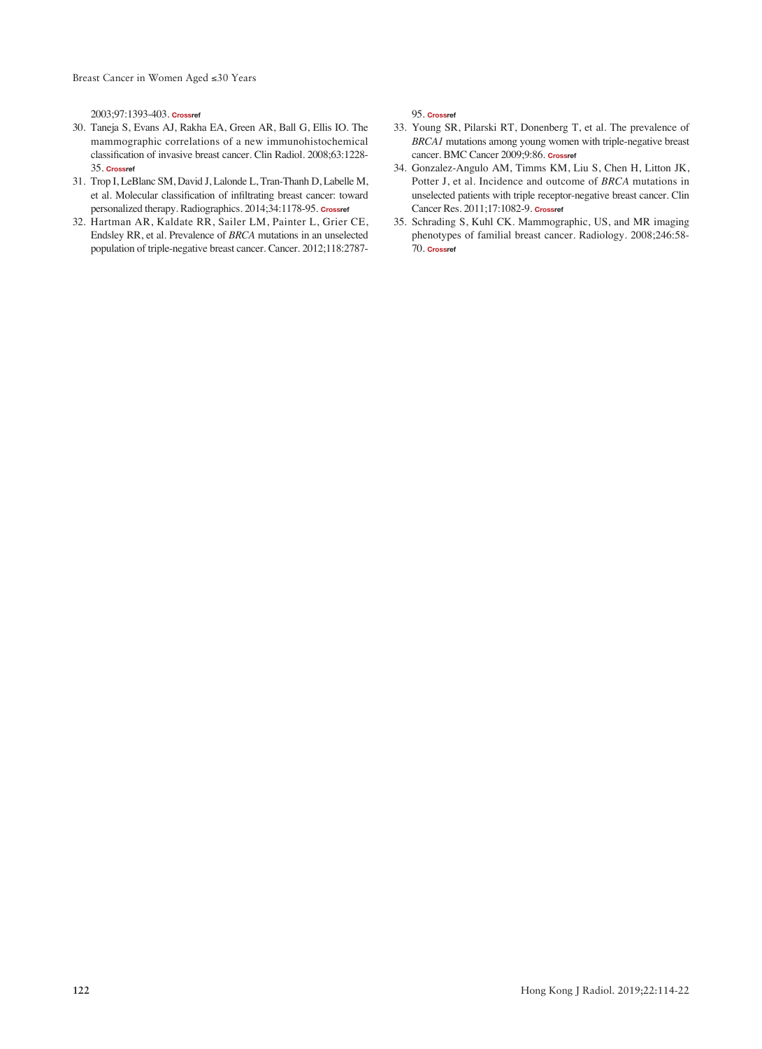2003;97:1393-403. Crossref

30. Taneja S, Evans AJ, Rakha EA, Green AR, Ball G, Ellis IO. The mammographic correlations of a new immunohistochemical classification of invasive breast cancer. Clin Radiol. 2008;63:1228-35. Crossref
31. Trop I, LeBlanc SM, David J, Lalonde L, Tran-Thanh D, Labelle M, et al. Molecular classification of infiltrating breast cancer: toward personalized therapy. Radiographics. 2014;34:1178-95. Crossref
32. Hartman AR, Kaldate RR, Sailer LM, Painter L, Grier CE, Endsley RR, et al. Prevalence of *BRCA* mutations in an unselected population of triple-negative breast cancer. Cancer. 2012;118:2787-95. Crossref
33. Young SR, Pilarski RT, Donenberg T, et al. The prevalence of *BRCA1* mutations among young women with triple-negative breast cancer. BMC Cancer 2009;9:86. Crossref
34. Gonzalez-Angulo AM, Timms KM, Liu S, Chen H, Litton JK, Potter J, et al. Incidence and outcome of *BRCA* mutations in unselected patients with triple receptor-negative breast cancer. Clin Cancer Res. 2011;17:1082-9. Crossref
35. Schrading S, Kuhl CK. Mammographic, US, and MR imaging phenotypes of familial breast cancer. Radiology. 2008;246:58-70. Crossref